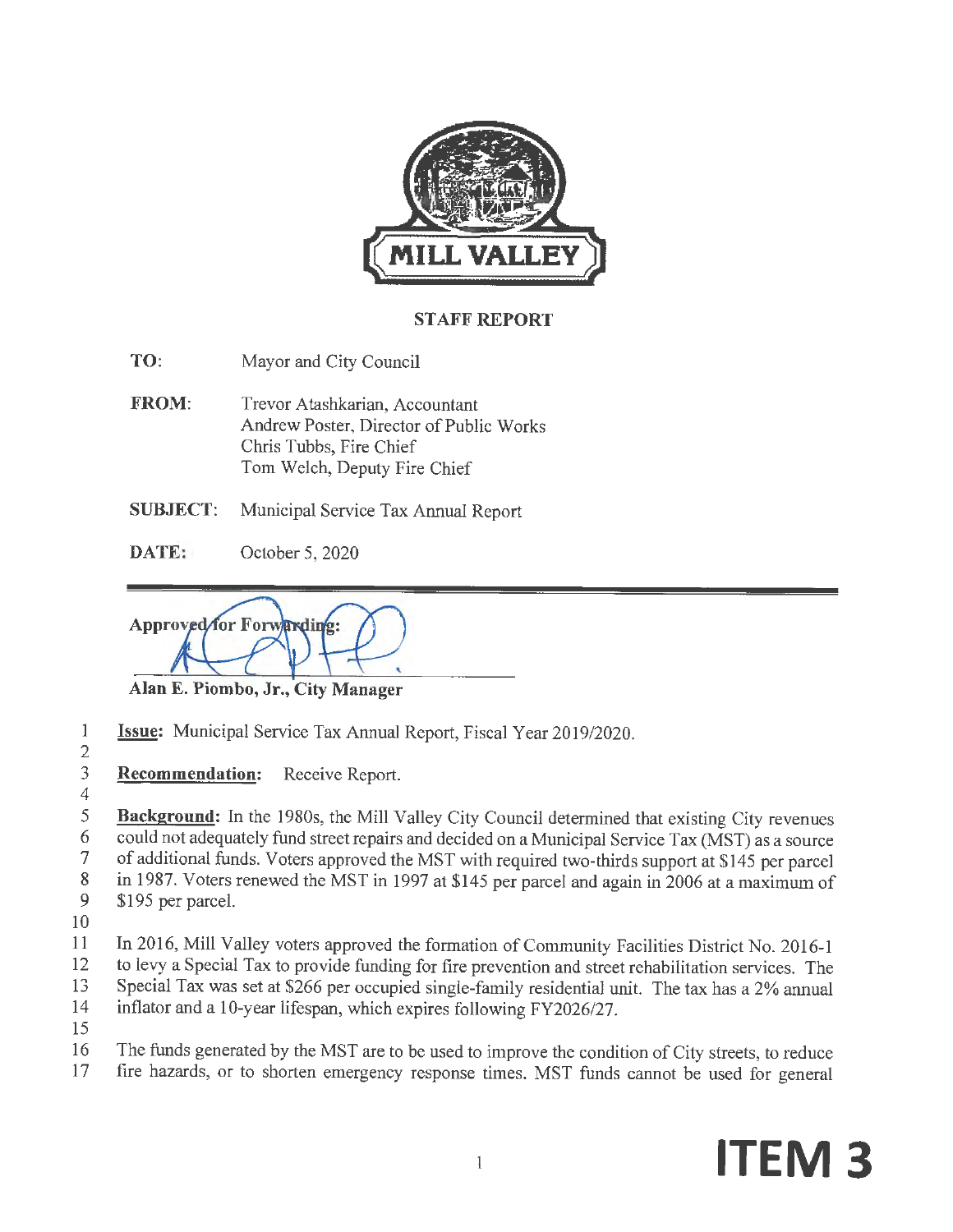MILL VALLEY

## STAFF REPORT

**TO:** Mayor and City Council

**FROM:** Trevor Atashkarian, Accountant
Andrew Poster, Director of Public Works
Chris Tubbs, Fire Chief
Tom Welch, Deputy Fire Chief

**SUBJECT:** Municipal Service Tax Annual Report

**DATE:** October 5, 2020

---

**Approved for Forwarding:**

**Alan E. Piombo, Jr., City Manager**

**Issue:** Municipal Service Tax Annual Report, Fiscal Year 2019/2020.

**Recommendation:** Receive Report.

**Background:** In the 1980s, the Mill Valley City Council determined that existing City revenues could not adequately fund street repairs and decided on a Municipal Service Tax (MST) as a source of additional funds. Voters approved the MST with required two-thirds support at $145 per parcel in 1987. Voters renewed the MST in 1997 at $145 per parcel and again in 2006 at a maximum of $195 per parcel.

In 2016, Mill Valley voters approved the formation of Community Facilities District No. 2016-1 to levy a Special Tax to provide funding for fire prevention and street rehabilitation services. The Special Tax was set at $266 per occupied single-family residential unit. The tax has a 2% annual inflator and a 10-year lifespan, which expires following FY2026/27.

The funds generated by the MST are to be used to improve the condition of City streets, to reduce fire hazards, or to shorten emergency response times. MST funds cannot be used for general

**ITEM 3**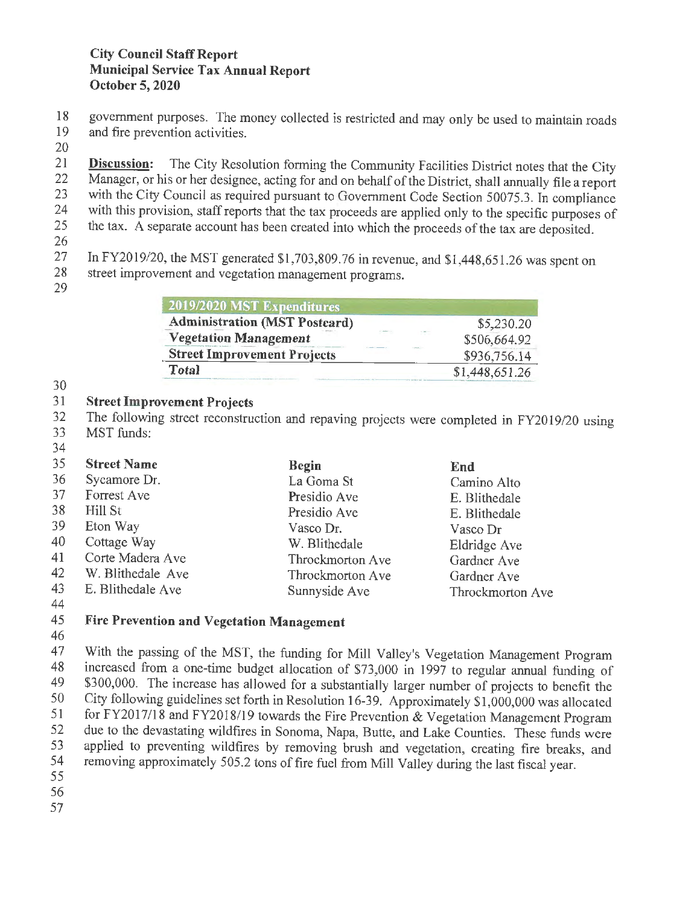government purposes. The money collected is restricted and may only be used to maintain roads and fire prevention activities.

**Discussion:** The City Resolution forming the Community Facilities District notes that the City Manager, or his or her designee, acting for and on behalf of the District, shall annually file a report with the City Council as required pursuant to Government Code Section 50075.3. In compliance with this provision, staff reports that the tax proceeds are applied only to the specific purposes of the tax. A separate account has been created into which the proceeds of the tax are deposited.

In FY2019/20, the MST generated $1,703,809.76 in revenue, and $1,448,651.26 was spent on street improvement and vegetation management programs.

| 2019/2020 MST Expenditures | |
|---|---|
| **Administration (MST Postcard)** | $5,230.20 |
| ***Vegetation Management*** | $506,664.92 |
| **Street Improvement Projects** | $936,756.14 |
| **Total** | $1,448,651.26 |

### Street Improvement Projects

The following street reconstruction and repaving projects were completed in FY2019/20 using MST funds:

| Street Name | Begin | End |
|---|---|---|
| Sycamore Dr. | La Goma St | Camino Alto |
| Forrest Ave | Presidio Ave | E. Blithedale |
| Hill St | Presidio Ave | E. Blithedale |
| Eton Way | Vasco Dr. | Vasco Dr |
| Cottage Way | W. Blithedale | Eldridge Ave |
| Corte Madera Ave | Throckmorton Ave | Gardner Ave |
| W. Blithedale Ave | Throckmorton Ave | Gardner Ave |
| E. Blithedale Ave | Sunnyside Ave | Throckmorton Ave |

### Fire Prevention and Vegetation Management

With the passing of the MST, the funding for Mill Valley's Vegetation Management Program increased from a one-time budget allocation of $73,000 in 1997 to regular annual funding of $300,000. The increase has allowed for a substantially larger number of projects to benefit the City following guidelines set forth in Resolution 16-39. Approximately $1,000,000 was allocated for FY2017/18 and FY2018/19 towards the Fire Prevention & Vegetation Management Program due to the devastating wildfires in Sonoma, Napa, Butte, and Lake Counties. These funds were applied to preventing wildfires by removing brush and vegetation, creating fire breaks, and removing approximately 505.2 tons of fire fuel from Mill Valley during the last fiscal year.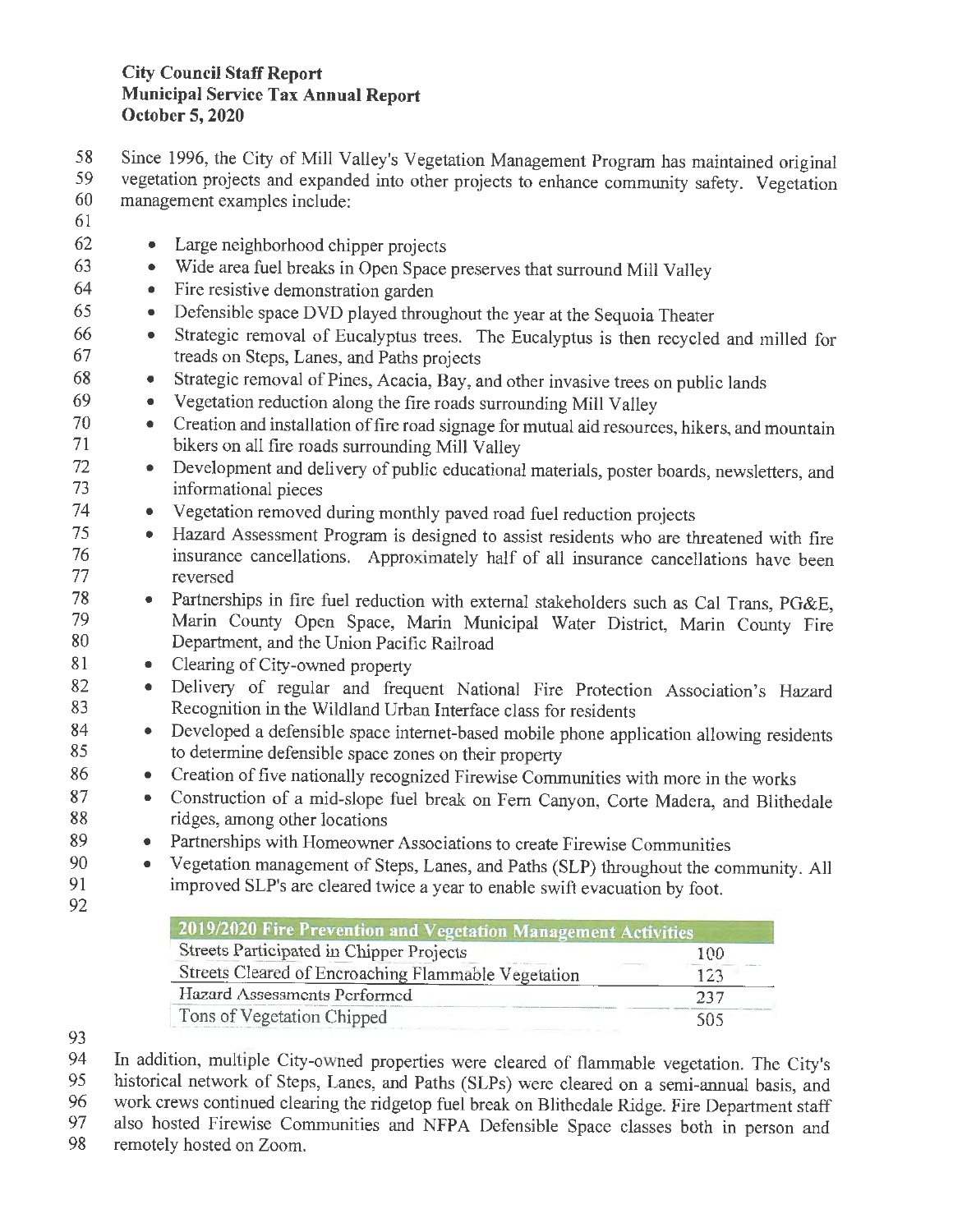Since 1996, the City of Mill Valley's Vegetation Management Program has maintained original vegetation projects and expanded into other projects to enhance community safety. Vegetation management examples include:

- Large neighborhood chipper projects
- Wide area fuel breaks in Open Space preserves that surround Mill Valley
- Fire resistive demonstration garden
- Defensible space DVD played throughout the year at the Sequoia Theater
- Strategic removal of Eucalyptus trees. The Eucalyptus is then recycled and milled for treads on Steps, Lanes, and Paths projects
- Strategic removal of Pines, Acacia, Bay, and other invasive trees on public lands
- Vegetation reduction along the fire roads surrounding Mill Valley
- Creation and installation of fire road signage for mutual aid resources, hikers, and mountain bikers on all fire roads surrounding Mill Valley
- Development and delivery of public educational materials, poster boards, newsletters, and informational pieces
- Vegetation removed during monthly paved road fuel reduction projects
- Hazard Assessment Program is designed to assist residents who are threatened with fire insurance cancellations. Approximately half of all insurance cancellations have been reversed
- Partnerships in fire fuel reduction with external stakeholders such as Cal Trans, PG&E, Marin County Open Space, Marin Municipal Water District, Marin County Fire Department, and the Union Pacific Railroad
- Clearing of City-owned property
- Delivery of regular and frequent National Fire Protection Association's Hazard Recognition in the Wildland Urban Interface class for residents
- Developed a defensible space internet-based mobile phone application allowing residents to determine defensible space zones on their property
- Creation of five nationally recognized Firewise Communities with more in the works
- Construction of a mid-slope fuel break on Fern Canyon, Corte Madera, and Blithedale ridges, among other locations
- Partnerships with Homeowner Associations to create Firewise Communities
- Vegetation management of Steps, Lanes, and Paths (SLP) throughout the community. All improved SLP's are cleared twice a year to enable swift evacuation by foot.

| 2019/2020 Fire Prevention and Vegetation Management Activities | |
|---|---|
| Streets Participated in Chipper Projects | 100 |
| Streets Cleared of Encroaching Flammable Vegetation | 123 |
| Hazard Assessments Performed | 237 |
| Tons of Vegetation Chipped | 505 |

In addition, multiple City-owned properties were cleared of flammable vegetation. The City's historical network of Steps, Lanes, and Paths (SLPs) were cleared on a semi-annual basis, and work crews continued clearing the ridgetop fuel break on Blithedale Ridge. Fire Department staff also hosted Firewise Communities and NFPA Defensible Space classes both in person and remotely hosted on Zoom.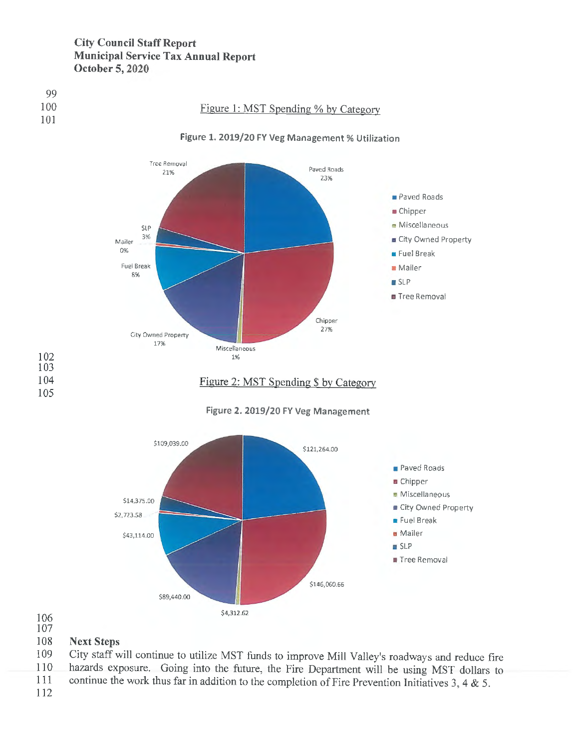**City Council Staff Report**
**Municipal Service Tax Annual Report**
**October 5, 2020**

Figure 1: MST Spending % by Category

**Figure 1. 2019/20 FY Veg Management % Utilization**

| Category | % |
|---|---|
| Paved Roads | 23% |
| Chipper | 27% |
| Miscellaneous | 1% |
| City Owned Property | 17% |
| Fuel Break | 8% |
| Mailer | 0% |
| SLP | 3% |
| Tree Removal | 21% |

Figure 2: MST Spending $ by Category

**Figure 2. 2019/20 FY Veg Management**

| Category | $ |
|---|---|
| Paved Roads | $121,264.00 |
| Chipper | $146,060.66 |
| Miscellaneous | $4,312.62 |
| City Owned Property | $89,440.00 |
| Fuel Break | $43,114.00 |
| Mailer | $2,723.58 |
| SLP | $14,375.00 |
| Tree Removal | $109,039.00 |

**Next Steps**

City staff will continue to utilize MST funds to improve Mill Valley's roadways and reduce fire hazards exposure. Going into the future, the Fire Department will be using MST dollars to continue the work thus far in addition to the completion of Fire Prevention Initiatives 3, 4 & 5.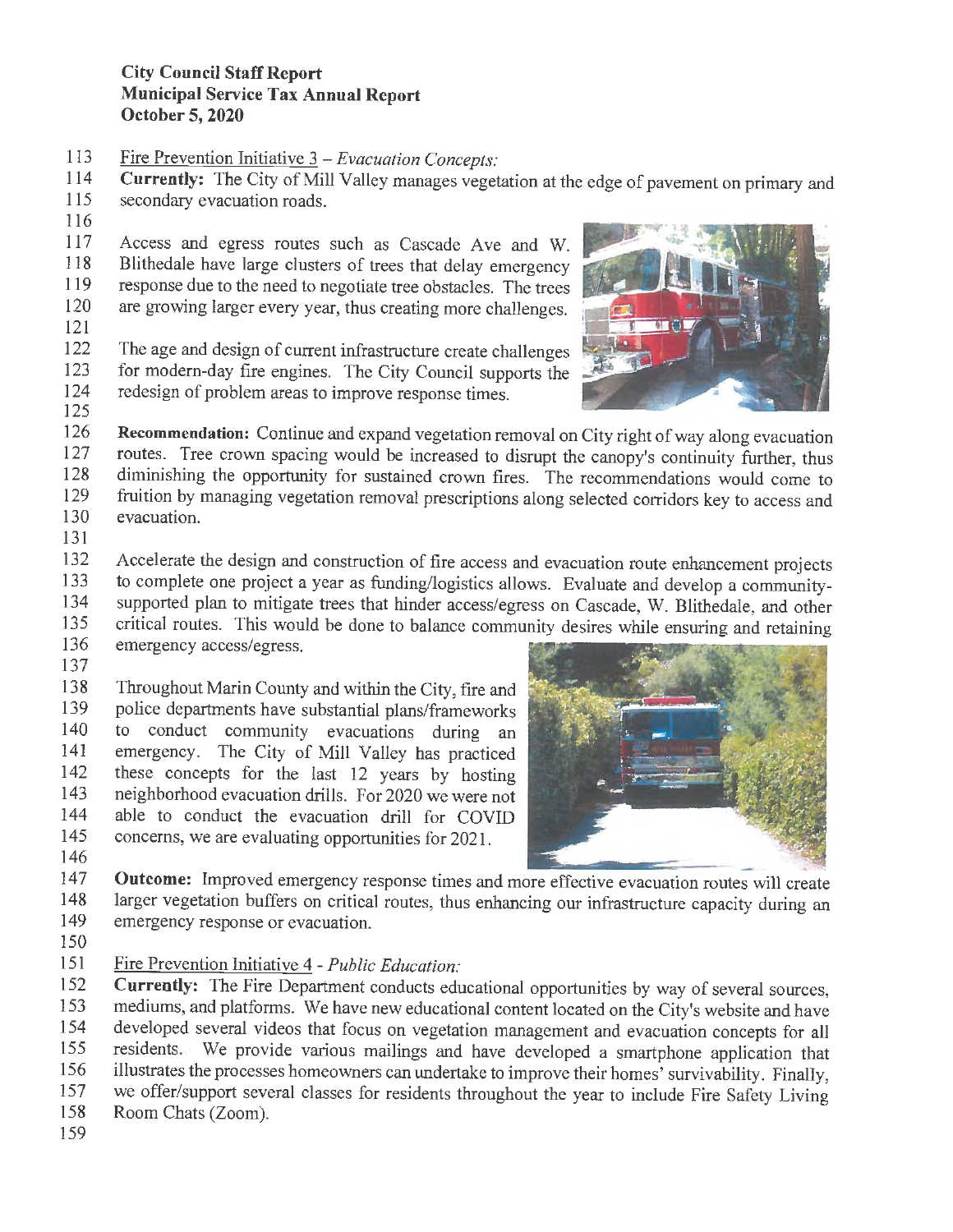**City Council Staff Report**
**Municipal Service Tax Annual Report**
**October 5, 2020**

Fire Prevention Initiative 3 – *Evacuation Concepts:*

**Currently:** The City of Mill Valley manages vegetation at the edge of pavement on primary and secondary evacuation roads.

Access and egress routes such as Cascade Ave and W. Blithedale have large clusters of trees that delay emergency response due to the need to negotiate tree obstacles. The trees are growing larger every year, thus creating more challenges.

The age and design of current infrastructure create challenges for modern-day fire engines. The City Council supports the redesign of problem areas to improve response times.

**Recommendation:** Continue and expand vegetation removal on City right of way along evacuation routes. Tree crown spacing would be increased to disrupt the canopy's continuity further, thus diminishing the opportunity for sustained crown fires. The recommendations would come to fruition by managing vegetation removal prescriptions along selected corridors key to access and evacuation.

Accelerate the design and construction of fire access and evacuation route enhancement projects to complete one project a year as funding/logistics allows. Evaluate and develop a community-supported plan to mitigate trees that hinder access/egress on Cascade, W. Blithedale, and other critical routes. This would be done to balance community desires while ensuring and retaining emergency access/egress.

Throughout Marin County and within the City, fire and police departments have substantial plans/frameworks to conduct community evacuations during an emergency. The City of Mill Valley has practiced these concepts for the last 12 years by hosting neighborhood evacuation drills. For 2020 we were not able to conduct the evacuation drill for COVID concerns, we are evaluating opportunities for 2021.

**Outcome:** Improved emergency response times and more effective evacuation routes will create larger vegetation buffers on critical routes, thus enhancing our infrastructure capacity during an emergency response or evacuation.

Fire Prevention Initiative 4 - *Public Education:*

**Currently:** The Fire Department conducts educational opportunities by way of several sources, mediums, and platforms. We have new educational content located on the City's website and have developed several videos that focus on vegetation management and evacuation concepts for all residents. We provide various mailings and have developed a smartphone application that illustrates the processes homeowners can undertake to improve their homes' survivability. Finally, we offer/support several classes for residents throughout the year to include Fire Safety Living Room Chats (Zoom).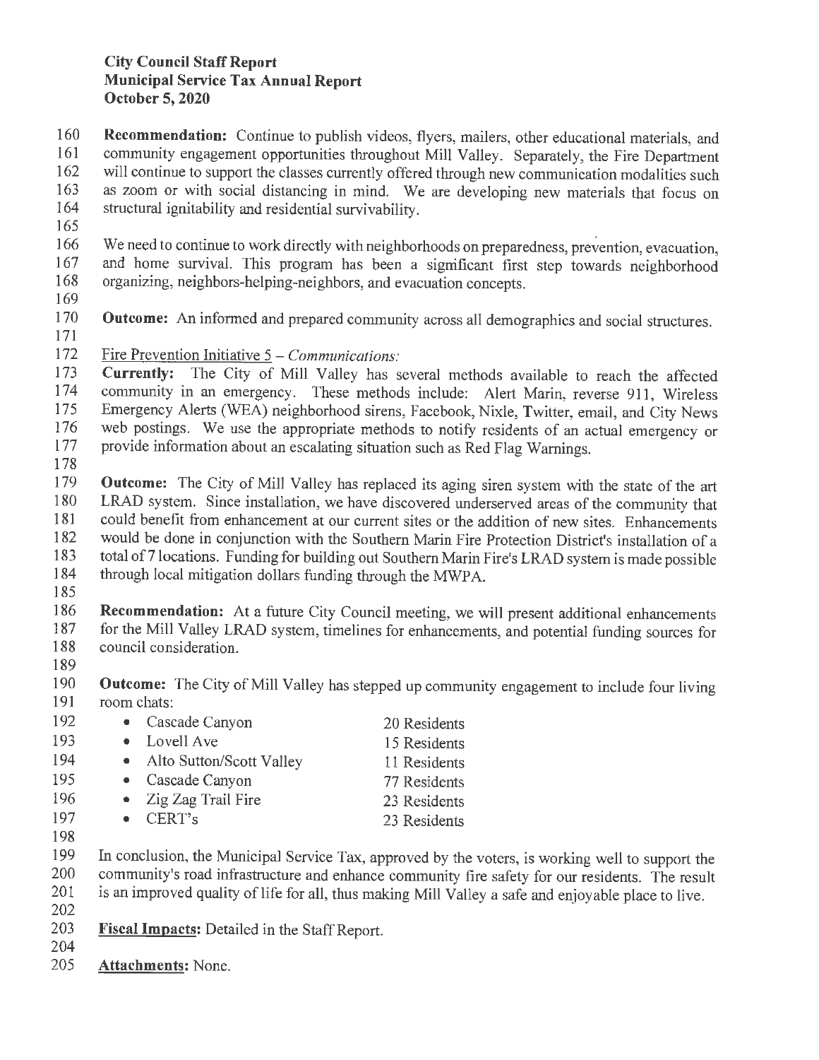**City Council Staff Report**
**Municipal Service Tax Annual Report**
**October 5, 2020**

**Recommendation:** Continue to publish videos, flyers, mailers, other educational materials, and community engagement opportunities throughout Mill Valley. Separately, the Fire Department will continue to support the classes currently offered through new communication modalities such as zoom or with social distancing in mind. We are developing new materials that focus on structural ignitability and residential survivability.

We need to continue to work directly with neighborhoods on preparedness, prevention, evacuation, and home survival. This program has been a significant first step towards neighborhood organizing, neighbors-helping-neighbors, and evacuation concepts.

**Outcome:** An informed and prepared community across all demographics and social structures.

Fire Prevention Initiative 5 – *Communications:*

**Currently:** The City of Mill Valley has several methods available to reach the affected community in an emergency. These methods include: Alert Marin, reverse 911, Wireless Emergency Alerts (WEA) neighborhood sirens, Facebook, Nixle, Twitter, email, and City News web postings. We use the appropriate methods to notify residents of an actual emergency or provide information about an escalating situation such as Red Flag Warnings.

**Outcome:** The City of Mill Valley has replaced its aging siren system with the state of the art LRAD system. Since installation, we have discovered underserved areas of the community that could benefit from enhancement at our current sites or the addition of new sites. Enhancements would be done in conjunction with the Southern Marin Fire Protection District's installation of a total of 7 locations. Funding for building out Southern Marin Fire's LRAD system is made possible through local mitigation dollars funding through the MWPA.

**Recommendation:** At a future City Council meeting, we will present additional enhancements for the Mill Valley LRAD system, timelines for enhancements, and potential funding sources for council consideration.

**Outcome:** The City of Mill Valley has stepped up community engagement to include four living room chats:

| | |
|---|---|
| • Cascade Canyon | 20 Residents |
| • Lovell Ave | 15 Residents |
| • Alto Sutton/Scott Valley | 11 Residents |
| • Cascade Canyon | 77 Residents |
| • Zig Zag Trail Fire | 23 Residents |
| • CERT's | 23 Residents |

In conclusion, the Municipal Service Tax, approved by the voters, is working well to support the community's road infrastructure and enhance community fire safety for our residents. The result is an improved quality of life for all, thus making Mill Valley a safe and enjoyable place to live.

**Fiscal Impacts:** Detailed in the Staff Report.

**Attachments:** None.